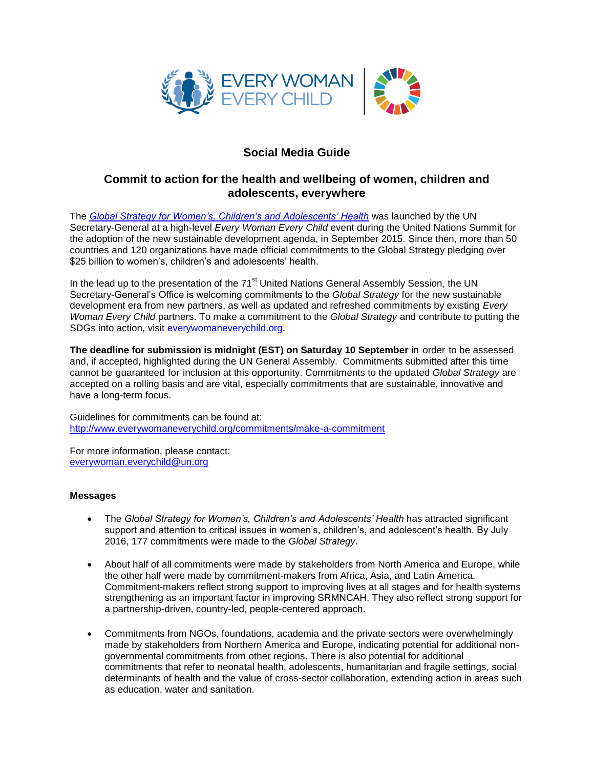EVERY WOMAN EVERY CHILD

# Social Media Guide

## Commit to action for the health and wellbeing of women, children and adolescents, everywhere

The *Global Strategy for Women's, Children's and Adolescents' Health* was launched by the UN Secretary-General at a high-level *Every Woman Every Child* event during the United Nations Summit for the adoption of the new sustainable development agenda, in September 2015. Since then, more than 50 countries and 120 organizations have made official commitments to the Global Strategy pledging over $25 billion to women's, children's and adolescents' health.

In the lead up to the presentation of the 71st United Nations General Assembly Session, the UN Secretary-General's Office is welcoming commitments to the *Global Strategy* for the new sustainable development era from new partners, as well as updated and refreshed commitments by existing *Every Woman Every Child* partners. To make a commitment to the *Global Strategy* and contribute to putting the SDGs into action, visit everywomaneverychild.org.

**The deadline for submission is midnight (EST) on Saturday 10 September** in order to be assessed and, if accepted, highlighted during the UN General Assembly. Commitments submitted after this time cannot be guaranteed for inclusion at this opportunity. Commitments to the updated *Global Strategy* are accepted on a rolling basis and are vital, especially commitments that are sustainable, innovative and have a long-term focus.

Guidelines for commitments can be found at:
http://www.everywomaneverychild.org/commitments/make-a-commitment

For more information, please contact:
everywoman.everychild@un.org

**Messages**

- The *Global Strategy for Women's, Children's and Adolescents' Health* has attracted significant support and attention to critical issues in women's, children's, and adolescent's health. By July 2016, 177 commitments were made to the *Global Strategy*.

- About half of all commitments were made by stakeholders from North America and Europe, while the other half were made by commitment-makers from Africa, Asia, and Latin America. Commitment-makers reflect strong support to improving lives at all stages and for health systems strengthening as an important factor in improving SRMNCAH. They also reflect strong support for a partnership-driven, country-led, people-centered approach.

- Commitments from NGOs, foundations, academia and the private sectors were overwhelmingly made by stakeholders from Northern America and Europe, indicating potential for additional non-governmental commitments from other regions. There is also potential for additional commitments that refer to neonatal health, adolescents, humanitarian and fragile settings, social determinants of health and the value of cross-sector collaboration, extending action in areas such as education, water and sanitation.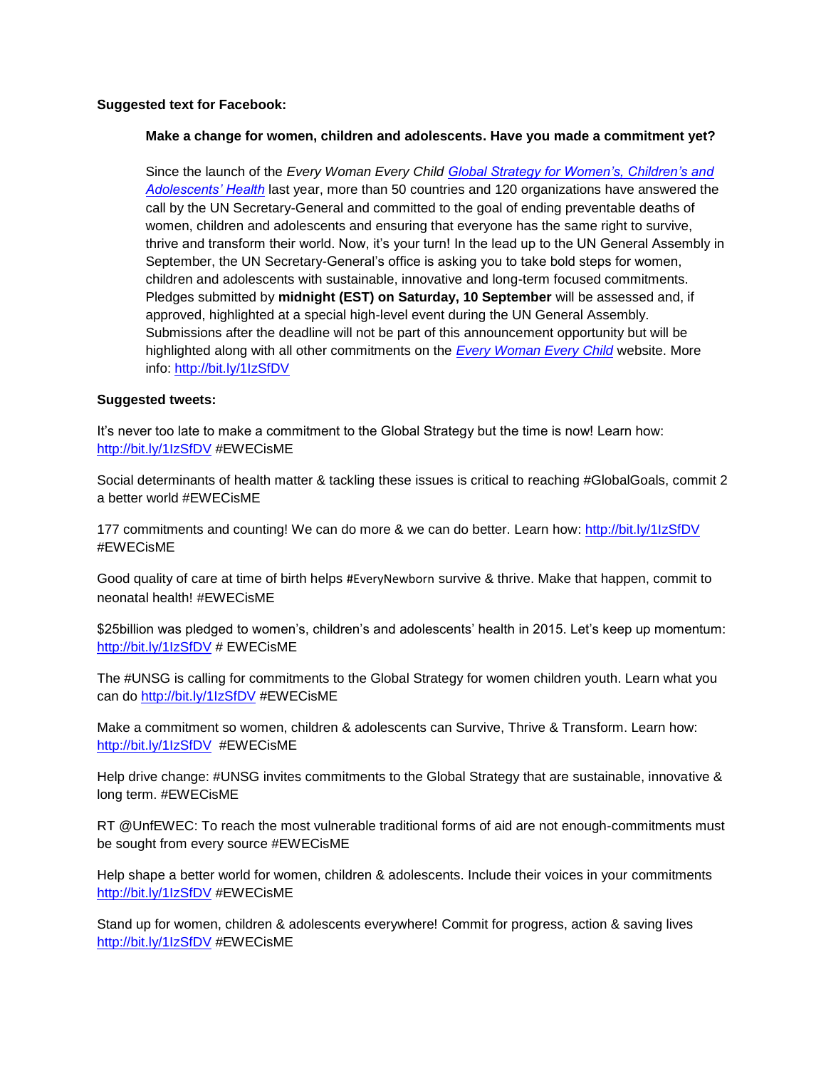**Suggested text for Facebook:**

> **Make a change for women, children and adolescents. Have you made a commitment yet?**
>
> Since the launch of the *Every Woman Every Child* *Global Strategy for Women's, Children's and Adolescents' Health* last year, more than 50 countries and 120 organizations have answered the call by the UN Secretary-General and committed to the goal of ending preventable deaths of women, children and adolescents and ensuring that everyone has the same right to survive, thrive and transform their world. Now, it's your turn! In the lead up to the UN General Assembly in September, the UN Secretary-General's office is asking you to take bold steps for women, children and adolescents with sustainable, innovative and long-term focused commitments. Pledges submitted by **midnight (EST) on Saturday, 10 September** will be assessed and, if approved, highlighted at a special high-level event during the UN General Assembly. Submissions after the deadline will not be part of this announcement opportunity but will be highlighted along with all other commitments on the *Every Woman Every Child* website. More info: http://bit.ly/1IzSfDV

**Suggested tweets:**

It's never too late to make a commitment to the Global Strategy but the time is now! Learn how: http://bit.ly/1IzSfDV #EWECisME

Social determinants of health matter & tackling these issues is critical to reaching #GlobalGoals, commit 2 a better world #EWECisME

177 commitments and counting! We can do more & we can do better. Learn how: http://bit.ly/1IzSfDV #EWECisME

Good quality of care at time of birth helps #EveryNewborn survive & thrive. Make that happen, commit to neonatal health! #EWECisME

$25billion was pledged to women's, children's and adolescents' health in 2015. Let's keep up momentum: http://bit.ly/1IzSfDV # EWECisME

The #UNSG is calling for commitments to the Global Strategy for women children youth. Learn what you can do http://bit.ly/1IzSfDV #EWECisME

Make a commitment so women, children & adolescents can Survive, Thrive & Transform. Learn how: http://bit.ly/1IzSfDV #EWECisME

Help drive change: #UNSG invites commitments to the Global Strategy that are sustainable, innovative & long term. #EWECisME

RT @UnfEWEC: To reach the most vulnerable traditional forms of aid are not enough-commitments must be sought from every source #EWECisME

Help shape a better world for women, children & adolescents. Include their voices in your commitments http://bit.ly/1IzSfDV #EWECisME

Stand up for women, children & adolescents everywhere! Commit for progress, action & saving lives http://bit.ly/1IzSfDV #EWECisME